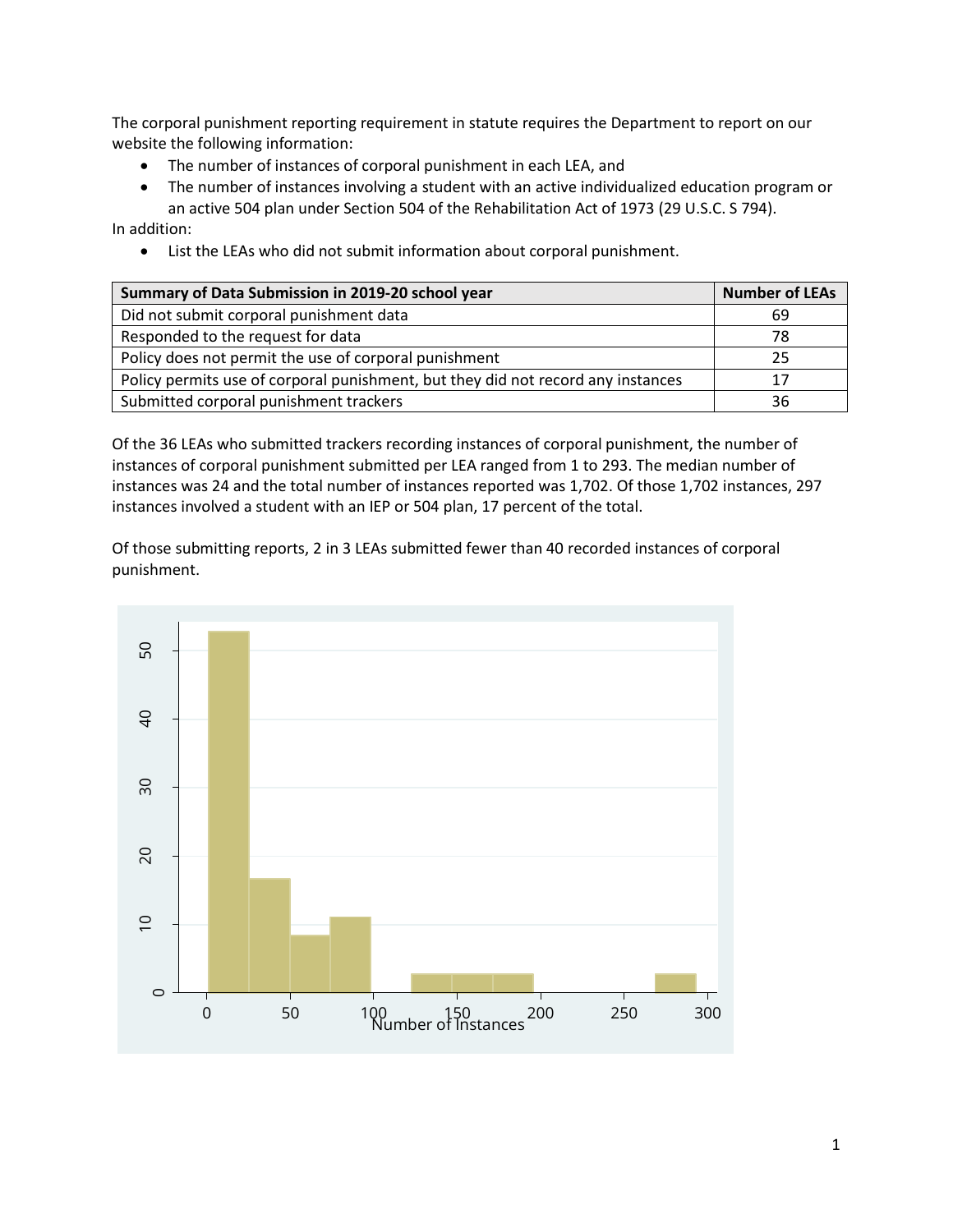The corporal punishment reporting requirement in statute requires the Department to report on our website the following information:

- The number of instances of corporal punishment in each LEA, and
- The number of instances involving a student with an active individualized education program or an active 504 plan under Section 504 of the Rehabilitation Act of 1973 (29 U.S.C. S 794).

In addition:

- List the LEAs who did not submit information about corporal punishment.

| Summary of Data Submission in 2019-20 school year | Number of LEAs |
| --- | --- |
| Did not submit corporal punishment data | 69 |
| Responded to the request for data | 78 |
| Policy does not permit the use of corporal punishment | 25 |
| Policy permits use of corporal punishment, but they did not record any instances | 17 |
| Submitted corporal punishment trackers | 36 |

Of the 36 LEAs who submitted trackers recording instances of corporal punishment, the number of instances of corporal punishment submitted per LEA ranged from 1 to 293. The median number of instances was 24 and the total number of instances reported was 1,702. Of those 1,702 instances, 297 instances involved a student with an IEP or 504 plan, 17 percent of the total.

Of those submitting reports, 2 in 3 LEAs submitted fewer than 40 recorded instances of corporal punishment.

0
10
20
30
40
50

0
50
100
150
200
250
300

Number of Instances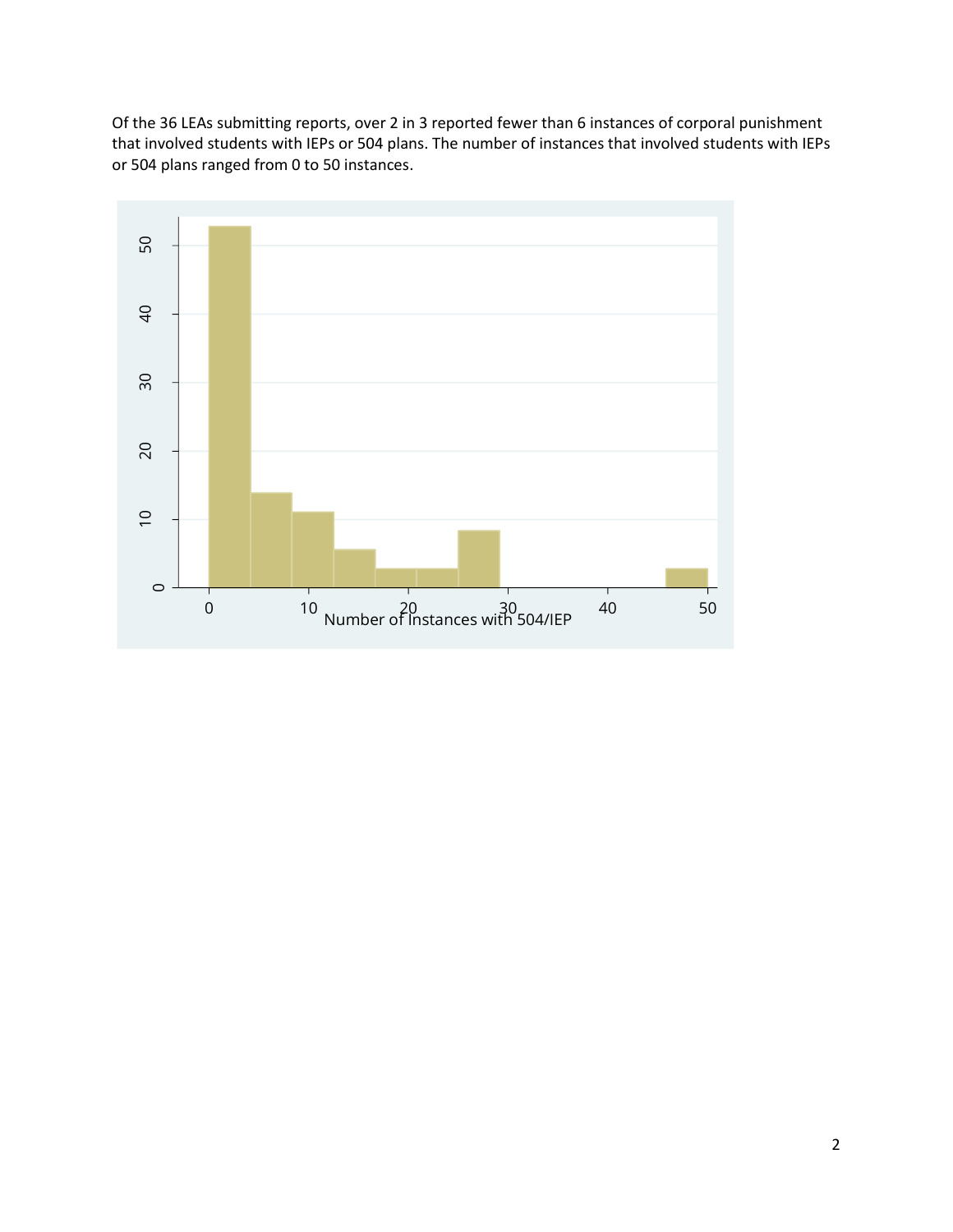Of the 36 LEAs submitting reports, over 2 in 3 reported fewer than 6 instances of corporal punishment that involved students with IEPs or 504 plans. The number of instances that involved students with IEPs or 504 plans ranged from 0 to 50 instances.

0
10
20
30
40
50

0
10
20
30
40
50

Number of Instances with 504/IEP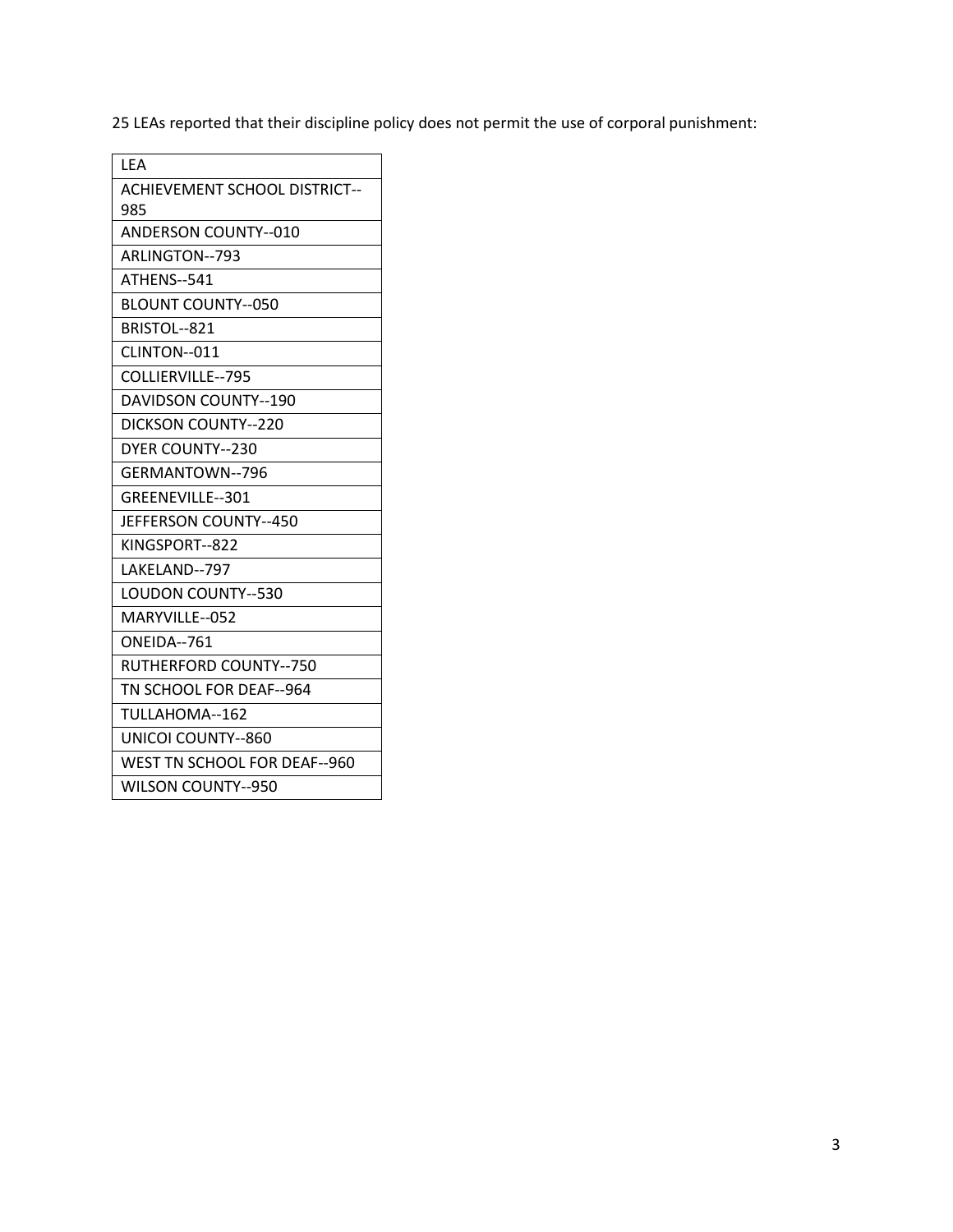25 LEAs reported that their discipline policy does not permit the use of corporal punishment:

| LEA |
|---|
| ACHIEVEMENT SCHOOL DISTRICT--985 |
| ANDERSON COUNTY--010 |
| ARLINGTON--793 |
| ATHENS--541 |
| BLOUNT COUNTY--050 |
| BRISTOL--821 |
| CLINTON--011 |
| COLLIERVILLE--795 |
| DAVIDSON COUNTY--190 |
| DICKSON COUNTY--220 |
| DYER COUNTY--230 |
| GERMANTOWN--796 |
| GREENEVILLE--301 |
| JEFFERSON COUNTY--450 |
| KINGSPORT--822 |
| LAKELAND--797 |
| LOUDON COUNTY--530 |
| MARYVILLE--052 |
| ONEIDA--761 |
| RUTHERFORD COUNTY--750 |
| TN SCHOOL FOR DEAF--964 |
| TULLAHOMA--162 |
| UNICOI COUNTY--860 |
| WEST TN SCHOOL FOR DEAF--960 |
| WILSON COUNTY--950 |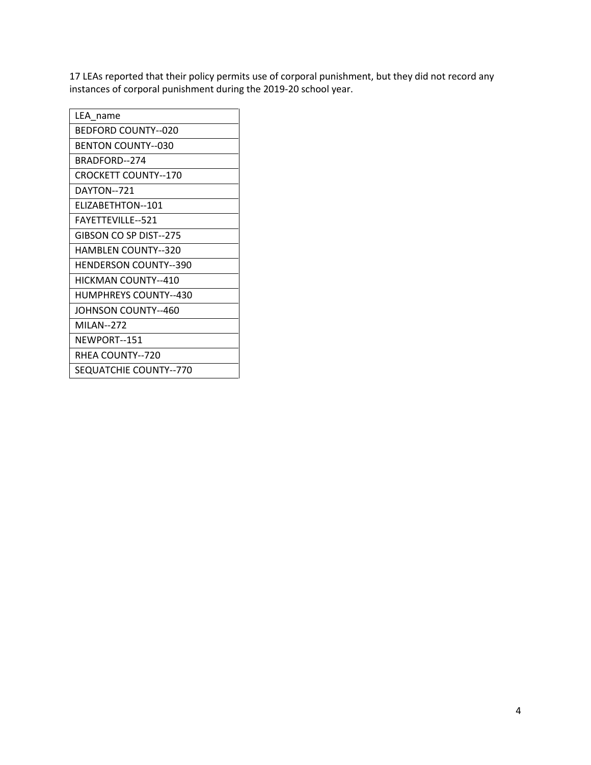17 LEAs reported that their policy permits use of corporal punishment, but they did not record any instances of corporal punishment during the 2019-20 school year.

| LEA_name |
| --- |
| BEDFORD COUNTY--020 |
| BENTON COUNTY--030 |
| BRADFORD--274 |
| CROCKETT COUNTY--170 |
| DAYTON--721 |
| ELIZABETHTON--101 |
| FAYETTEVILLE--521 |
| GIBSON CO SP DIST--275 |
| HAMBLEN COUNTY--320 |
| HENDERSON COUNTY--390 |
| HICKMAN COUNTY--410 |
| HUMPHREYS COUNTY--430 |
| JOHNSON COUNTY--460 |
| MILAN--272 |
| NEWPORT--151 |
| RHEA COUNTY--720 |
| SEQUATCHIE COUNTY--770 |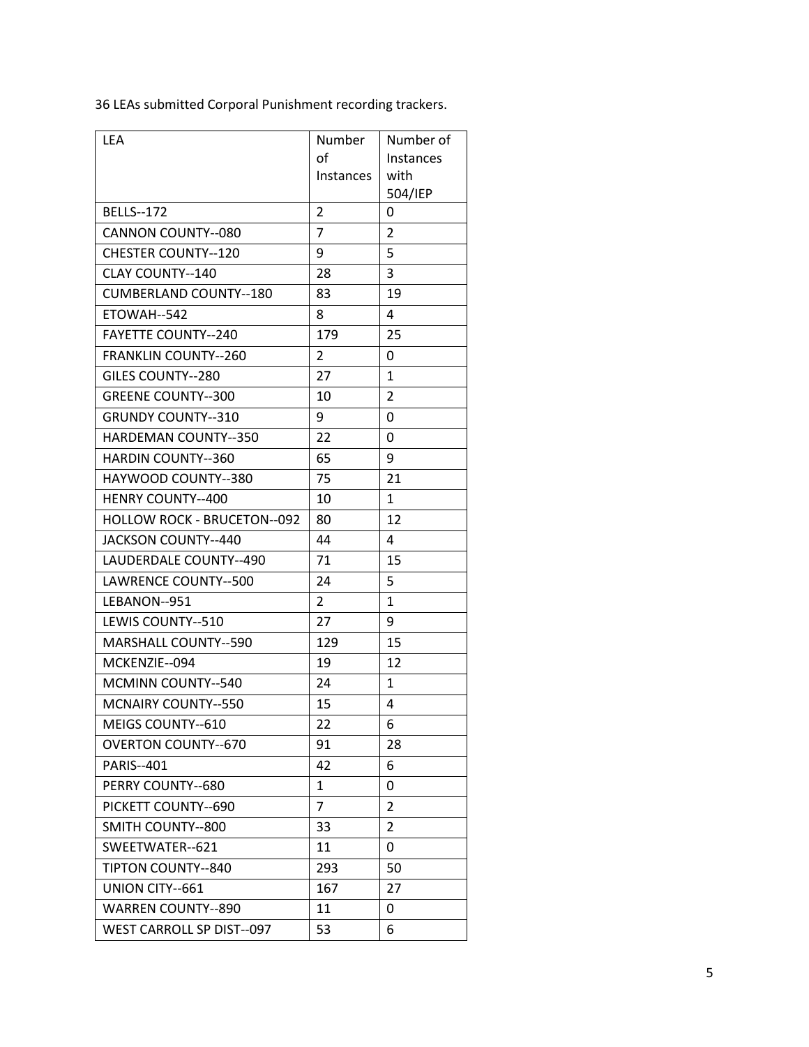36 LEAs submitted Corporal Punishment recording trackers.

| LEA | Number of Instances | Number of Instances with 504/IEP |
|---|---|---|
| BELLS--172 | 2 | 0 |
| CANNON COUNTY--080 | 7 | 2 |
| CHESTER COUNTY--120 | 9 | 5 |
| CLAY COUNTY--140 | 28 | 3 |
| CUMBERLAND COUNTY--180 | 83 | 19 |
| ETOWAH--542 | 8 | 4 |
| FAYETTE COUNTY--240 | 179 | 25 |
| FRANKLIN COUNTY--260 | 2 | 0 |
| GILES COUNTY--280 | 27 | 1 |
| GREENE COUNTY--300 | 10 | 2 |
| GRUNDY COUNTY--310 | 9 | 0 |
| HARDEMAN COUNTY--350 | 22 | 0 |
| HARDIN COUNTY--360 | 65 | 9 |
| HAYWOOD COUNTY--380 | 75 | 21 |
| HENRY COUNTY--400 | 10 | 1 |
| HOLLOW ROCK - BRUCETON--092 | 80 | 12 |
| JACKSON COUNTY--440 | 44 | 4 |
| LAUDERDALE COUNTY--490 | 71 | 15 |
| LAWRENCE COUNTY--500 | 24 | 5 |
| LEBANON--951 | 2 | 1 |
| LEWIS COUNTY--510 | 27 | 9 |
| MARSHALL COUNTY--590 | 129 | 15 |
| MCKENZIE--094 | 19 | 12 |
| MCMINN COUNTY--540 | 24 | 1 |
| MCNAIRY COUNTY--550 | 15 | 4 |
| MEIGS COUNTY--610 | 22 | 6 |
| OVERTON COUNTY--670 | 91 | 28 |
| PARIS--401 | 42 | 6 |
| PERRY COUNTY--680 | 1 | 0 |
| PICKETT COUNTY--690 | 7 | 2 |
| SMITH COUNTY--800 | 33 | 2 |
| SWEETWATER--621 | 11 | 0 |
| TIPTON COUNTY--840 | 293 | 50 |
| UNION CITY--661 | 167 | 27 |
| WARREN COUNTY--890 | 11 | 0 |
| WEST CARROLL SP DIST--097 | 53 | 6 |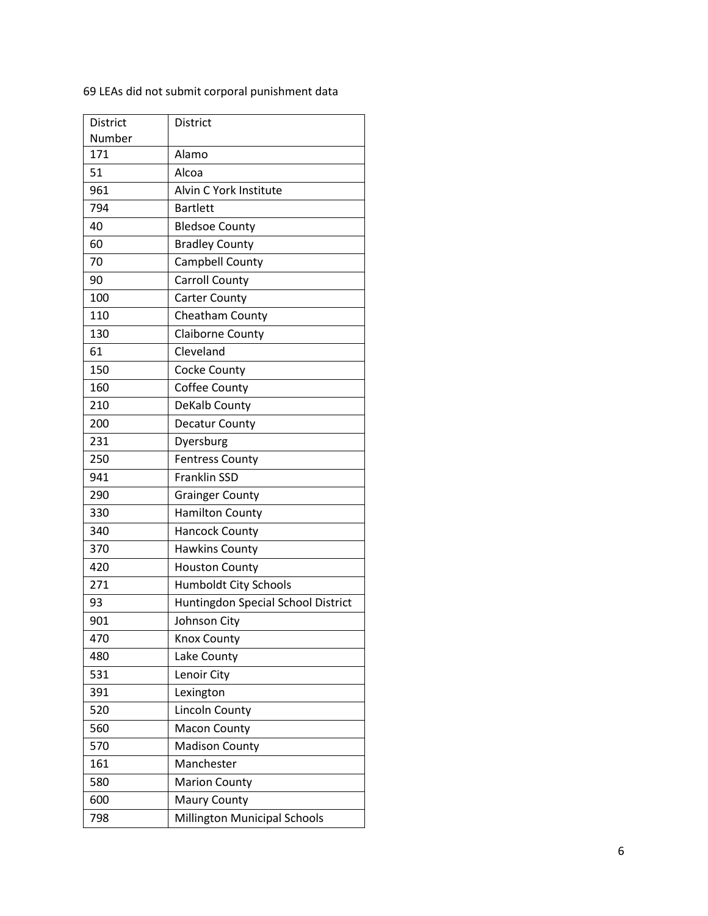69 LEAs did not submit corporal punishment data

| District Number | District |
|---|---|
| 171 | Alamo |
| 51 | Alcoa |
| 961 | Alvin C York Institute |
| 794 | Bartlett |
| 40 | Bledsoe County |
| 60 | Bradley County |
| 70 | Campbell County |
| 90 | Carroll County |
| 100 | Carter County |
| 110 | Cheatham County |
| 130 | Claiborne County |
| 61 | Cleveland |
| 150 | Cocke County |
| 160 | Coffee County |
| 210 | DeKalb County |
| 200 | Decatur County |
| 231 | Dyersburg |
| 250 | Fentress County |
| 941 | Franklin SSD |
| 290 | Grainger County |
| 330 | Hamilton County |
| 340 | Hancock County |
| 370 | Hawkins County |
| 420 | Houston County |
| 271 | Humboldt City Schools |
| 93 | Huntingdon Special School District |
| 901 | Johnson City |
| 470 | Knox County |
| 480 | Lake County |
| 531 | Lenoir City |
| 391 | Lexington |
| 520 | Lincoln County |
| 560 | Macon County |
| 570 | Madison County |
| 161 | Manchester |
| 580 | Marion County |
| 600 | Maury County |
| 798 | Millington Municipal Schools |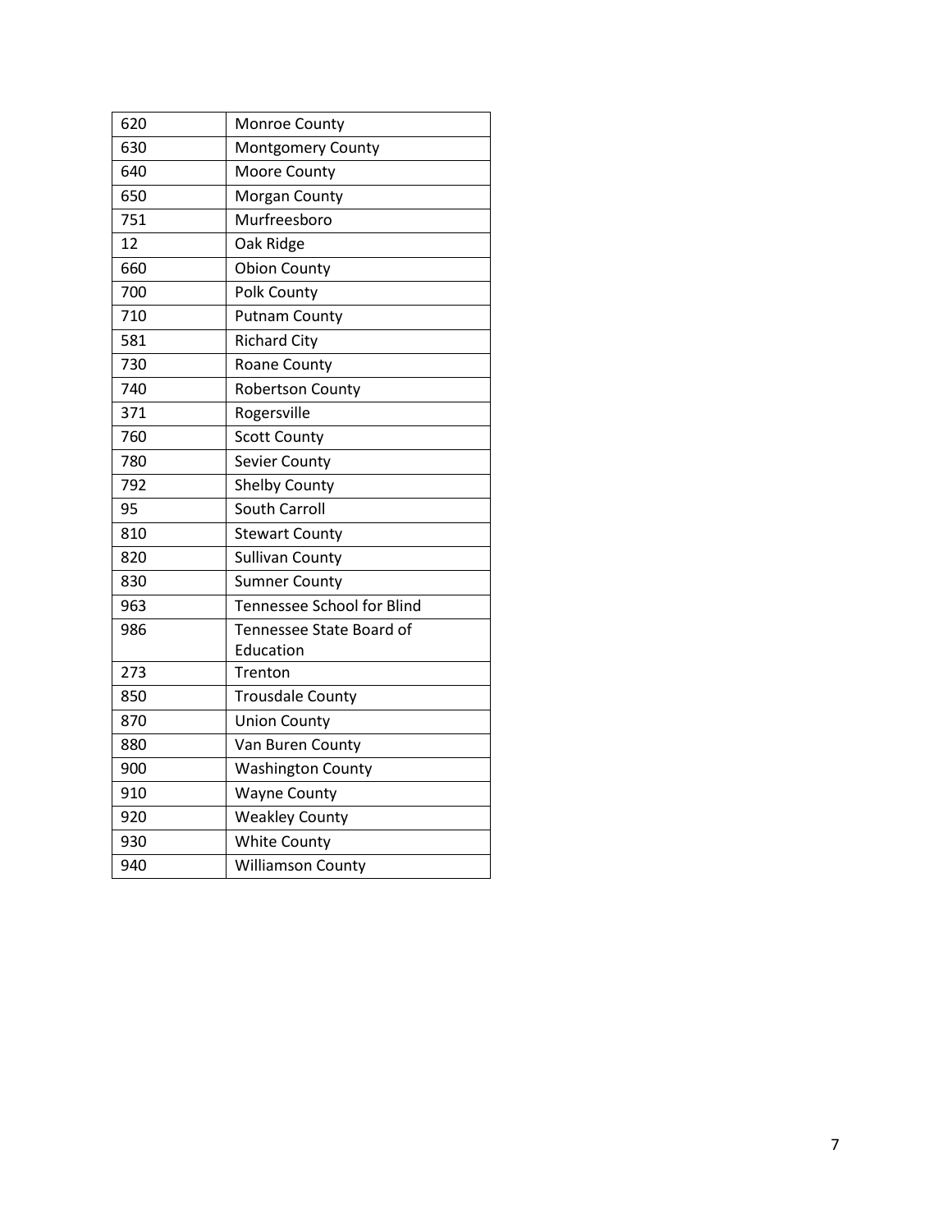| | |
|---|---|
| 620 | Monroe County |
| 630 | Montgomery County |
| 640 | Moore County |
| 650 | Morgan County |
| 751 | Murfreesboro |
| 12 | Oak Ridge |
| 660 | Obion County |
| 700 | Polk County |
| 710 | Putnam County |
| 581 | Richard City |
| 730 | Roane County |
| 740 | Robertson County |
| 371 | Rogersville |
| 760 | Scott County |
| 780 | Sevier County |
| 792 | Shelby County |
| 95 | South Carroll |
| 810 | Stewart County |
| 820 | Sullivan County |
| 830 | Sumner County |
| 963 | Tennessee School for Blind |
| 986 | Tennessee State Board of Education |
| 273 | Trenton |
| 850 | Trousdale County |
| 870 | Union County |
| 880 | Van Buren County |
| 900 | Washington County |
| 910 | Wayne County |
| 920 | Weakley County |
| 930 | White County |
| 940 | Williamson County |